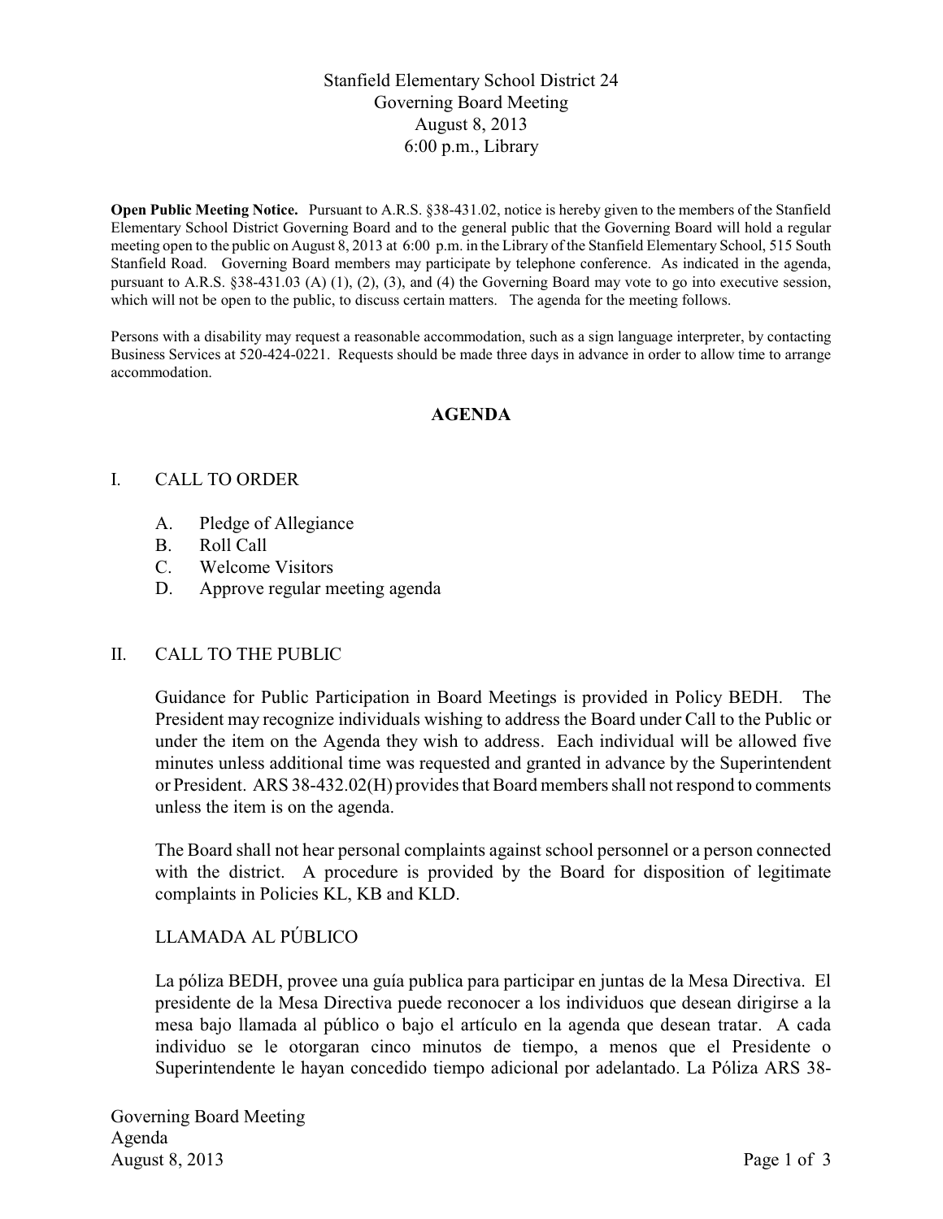# Stanfield Elementary School District 24
## Governing Board Meeting
## August 8, 2013
## 6:00 p.m., Library

**Open Public Meeting Notice.** Pursuant to A.R.S. §38-431.02, notice is hereby given to the members of the Stanfield Elementary School District Governing Board and to the general public that the Governing Board will hold a regular meeting open to the public on August 8, 2013 at 6:00 p.m. in the Library of the Stanfield Elementary School, 515 South Stanfield Road. Governing Board members may participate by telephone conference. As indicated in the agenda, pursuant to A.R.S. §38-431.03 (A) (1), (2), (3), and (4) the Governing Board may vote to go into executive session, which will not be open to the public, to discuss certain matters. The agenda for the meeting follows.

Persons with a disability may request a reasonable accommodation, such as a sign language interpreter, by contacting Business Services at 520-424-0221. Requests should be made three days in advance in order to allow time to arrange accommodation.

## AGENDA

I. CALL TO ORDER

  A. Pledge of Allegiance
  B. Roll Call
  C. Welcome Visitors
  D. Approve regular meeting agenda

II. CALL TO THE PUBLIC

Guidance for Public Participation in Board Meetings is provided in Policy BEDH. The President may recognize individuals wishing to address the Board under Call to the Public or under the item on the Agenda they wish to address. Each individual will be allowed five minutes unless additional time was requested and granted in advance by the Superintendent or President. ARS 38-432.02(H) provides that Board members shall not respond to comments unless the item is on the agenda.

The Board shall not hear personal complaints against school personnel or a person connected with the district. A procedure is provided by the Board for disposition of legitimate complaints in Policies KL, KB and KLD.

LLAMADA AL PÚBLICO

La póliza BEDH, provee una guía publica para participar en juntas de la Mesa Directiva. El presidente de la Mesa Directiva puede reconocer a los individuos que desean dirigirse a la mesa bajo llamada al público o bajo el artículo en la agenda que desean tratar. A cada individuo se le otorgaran cinco minutos de tiempo, a menos que el Presidente o Superintendente le hayan concedido tiempo adicional por adelantado. La Póliza ARS 38-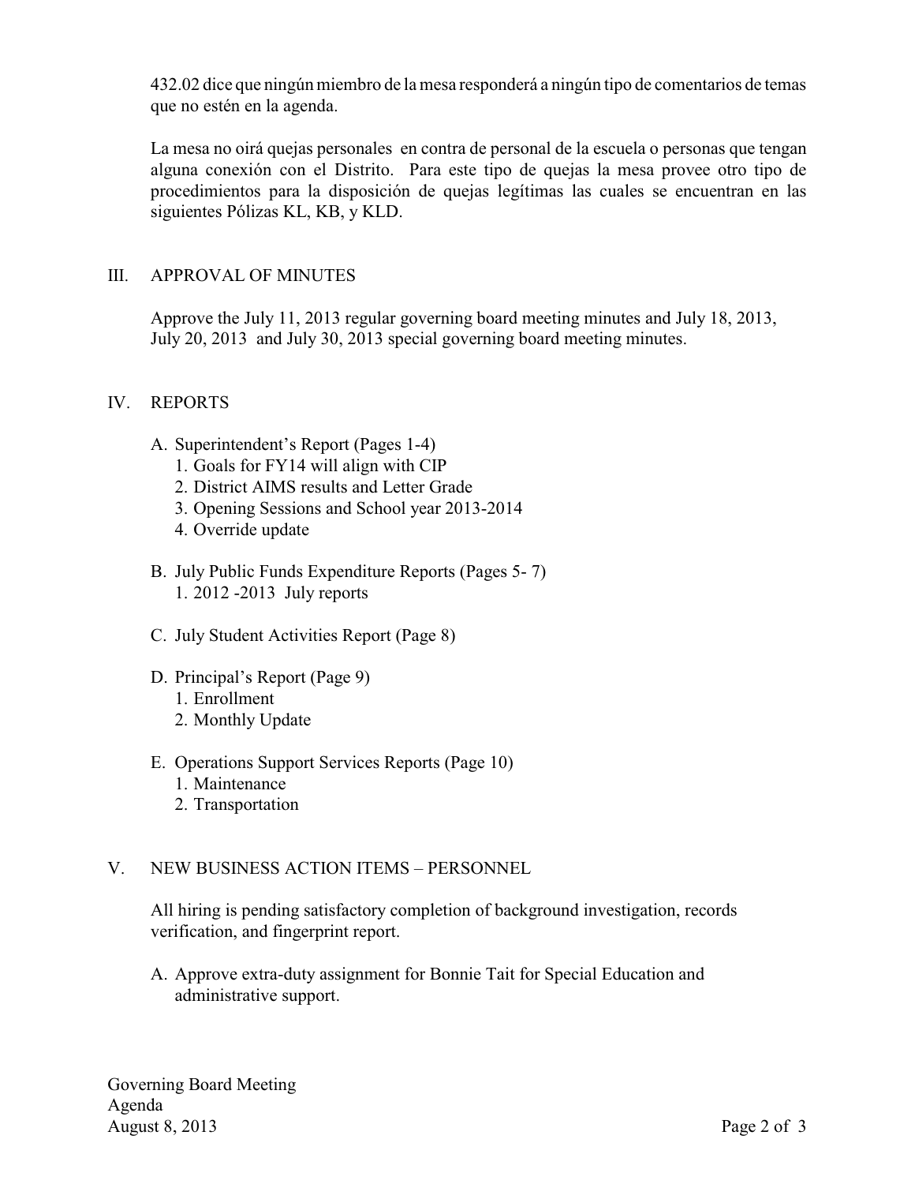432.02 dice que ningún miembro de la mesa responderá a ningún tipo de comentarios de temas que no estén en la agenda.

La mesa no oirá quejas personales en contra de personal de la escuela o personas que tengan alguna conexión con el Distrito. Para este tipo de quejas la mesa provee otro tipo de procedimientos para la disposición de quejas legítimas las cuales se encuentran en las siguientes Pólizas KL, KB, y KLD.

## III. APPROVAL OF MINUTES

Approve the July 11, 2013 regular governing board meeting minutes and July 18, 2013, July 20, 2013 and July 30, 2013 special governing board meeting minutes.

## IV. REPORTS

A. Superintendent's Report (Pages 1-4)
   1. Goals for FY14 will align with CIP
   2. District AIMS results and Letter Grade
   3. Opening Sessions and School year 2013-2014
   4. Override update

B. July Public Funds Expenditure Reports (Pages 5- 7)
   1. 2012 -2013 July reports

C. July Student Activities Report (Page 8)

D. Principal's Report (Page 9)
   1. Enrollment
   2. Monthly Update

E. Operations Support Services Reports (Page 10)
   1. Maintenance
   2. Transportation

## V. NEW BUSINESS ACTION ITEMS – PERSONNEL

All hiring is pending satisfactory completion of background investigation, records verification, and fingerprint report.

A. Approve extra-duty assignment for Bonnie Tait for Special Education and administrative support.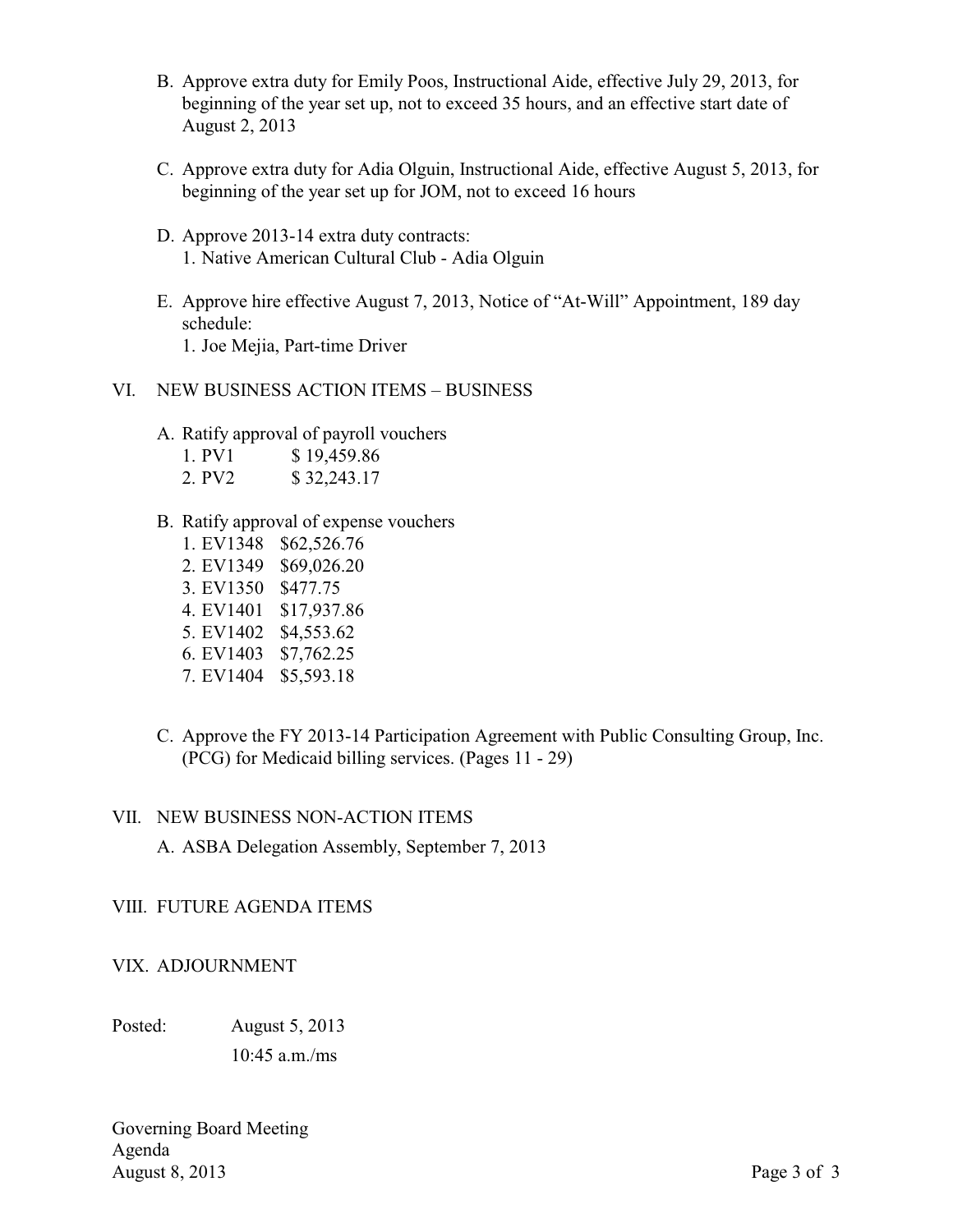B. Approve extra duty for Emily Poos, Instructional Aide, effective July 29, 2013, for beginning of the year set up, not to exceed 35 hours, and an effective start date of August 2, 2013

C. Approve extra duty for Adia Olguin, Instructional Aide, effective August 5, 2013, for beginning of the year set up for JOM, not to exceed 16 hours

D. Approve 2013-14 extra duty contracts:
   1. Native American Cultural Club - Adia Olguin

E. Approve hire effective August 7, 2013, Notice of "At-Will" Appointment, 189 day schedule:
   1. Joe Mejia, Part-time Driver

VI. NEW BUSINESS ACTION ITEMS – BUSINESS

A. Ratify approval of payroll vouchers
   1. PV1 $ 19,459.86
   2. PV2 $ 32,243.17

B. Ratify approval of expense vouchers
   1. EV1348 $62,526.76
   2. EV1349 $69,026.20
   3. EV1350 $477.75
   4. EV1401 $17,937.86
   5. EV1402 $4,553.62
   6. EV1403 $7,762.25
   7. EV1404 $5,593.18

C. Approve the FY 2013-14 Participation Agreement with Public Consulting Group, Inc. (PCG) for Medicaid billing services. (Pages 11 - 29)

VII. NEW BUSINESS NON-ACTION ITEMS

A. ASBA Delegation Assembly, September 7, 2013

VIII. FUTURE AGENDA ITEMS

VIX. ADJOURNMENT

Posted: August 5, 2013
10:45 a.m./ms

Governing Board Meeting
Agenda
August 8, 2013